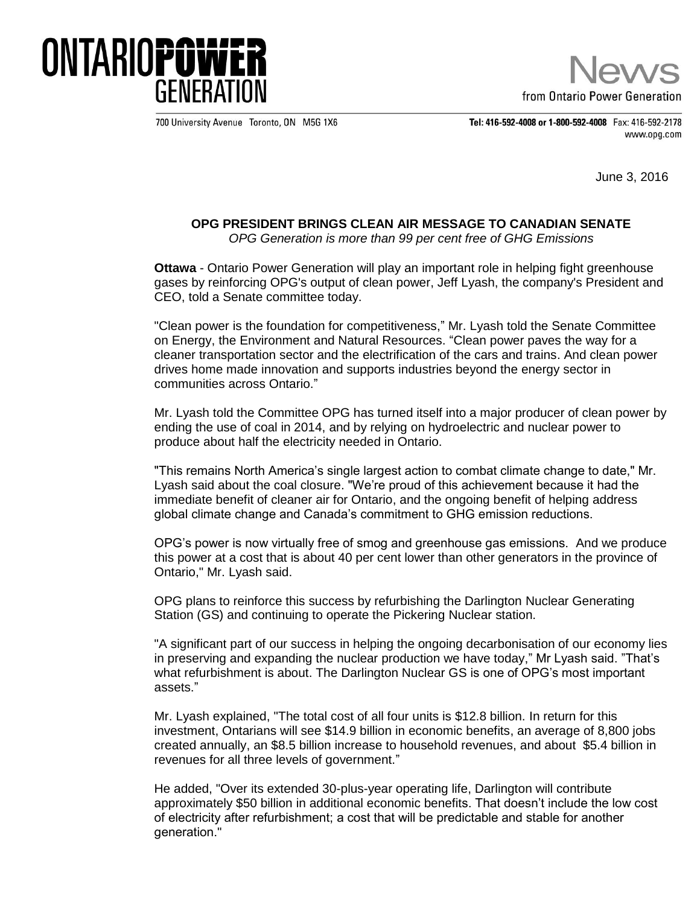# ONTARIO POWER GENERATION

700 University Avenue Toronto, ON M5G 1X6

**News** from Ontario Power Generation

**Tel: 416-592-4008 or 1-800-592-4008** Fax: 416-592-2178
www.opg.com

June 3, 2016

## OPG PRESIDENT BRINGS CLEAN AIR MESSAGE TO CANADIAN SENATE

*OPG Generation is more than 99 per cent free of GHG Emissions*

**Ottawa** - Ontario Power Generation will play an important role in helping fight greenhouse gases by reinforcing OPG's output of clean power, Jeff Lyash, the company's President and CEO, told a Senate committee today.

"Clean power is the foundation for competitiveness," Mr. Lyash told the Senate Committee on Energy, the Environment and Natural Resources. "Clean power paves the way for a cleaner transportation sector and the electrification of the cars and trains. And clean power drives home made innovation and supports industries beyond the energy sector in communities across Ontario."

Mr. Lyash told the Committee OPG has turned itself into a major producer of clean power by ending the use of coal in 2014, and by relying on hydroelectric and nuclear power to produce about half the electricity needed in Ontario.

"This remains North America's single largest action to combat climate change to date," Mr. Lyash said about the coal closure. "We're proud of this achievement because it had the immediate benefit of cleaner air for Ontario, and the ongoing benefit of helping address global climate change and Canada's commitment to GHG emission reductions.

OPG's power is now virtually free of smog and greenhouse gas emissions. And we produce this power at a cost that is about 40 per cent lower than other generators in the province of Ontario," Mr. Lyash said.

OPG plans to reinforce this success by refurbishing the Darlington Nuclear Generating Station (GS) and continuing to operate the Pickering Nuclear station.

"A significant part of our success in helping the ongoing decarbonisation of our economy lies in preserving and expanding the nuclear production we have today," Mr Lyash said. "That's what refurbishment is about. The Darlington Nuclear GS is one of OPG's most important assets."

Mr. Lyash explained, "The total cost of all four units is $12.8 billion. In return for this investment, Ontarians will see $14.9 billion in economic benefits, an average of 8,800 jobs created annually, an $8.5 billion increase to household revenues, and about $5.4 billion in revenues for all three levels of government."

He added, "Over its extended 30-plus-year operating life, Darlington will contribute approximately $50 billion in additional economic benefits. That doesn't include the low cost of electricity after refurbishment; a cost that will be predictable and stable for another generation."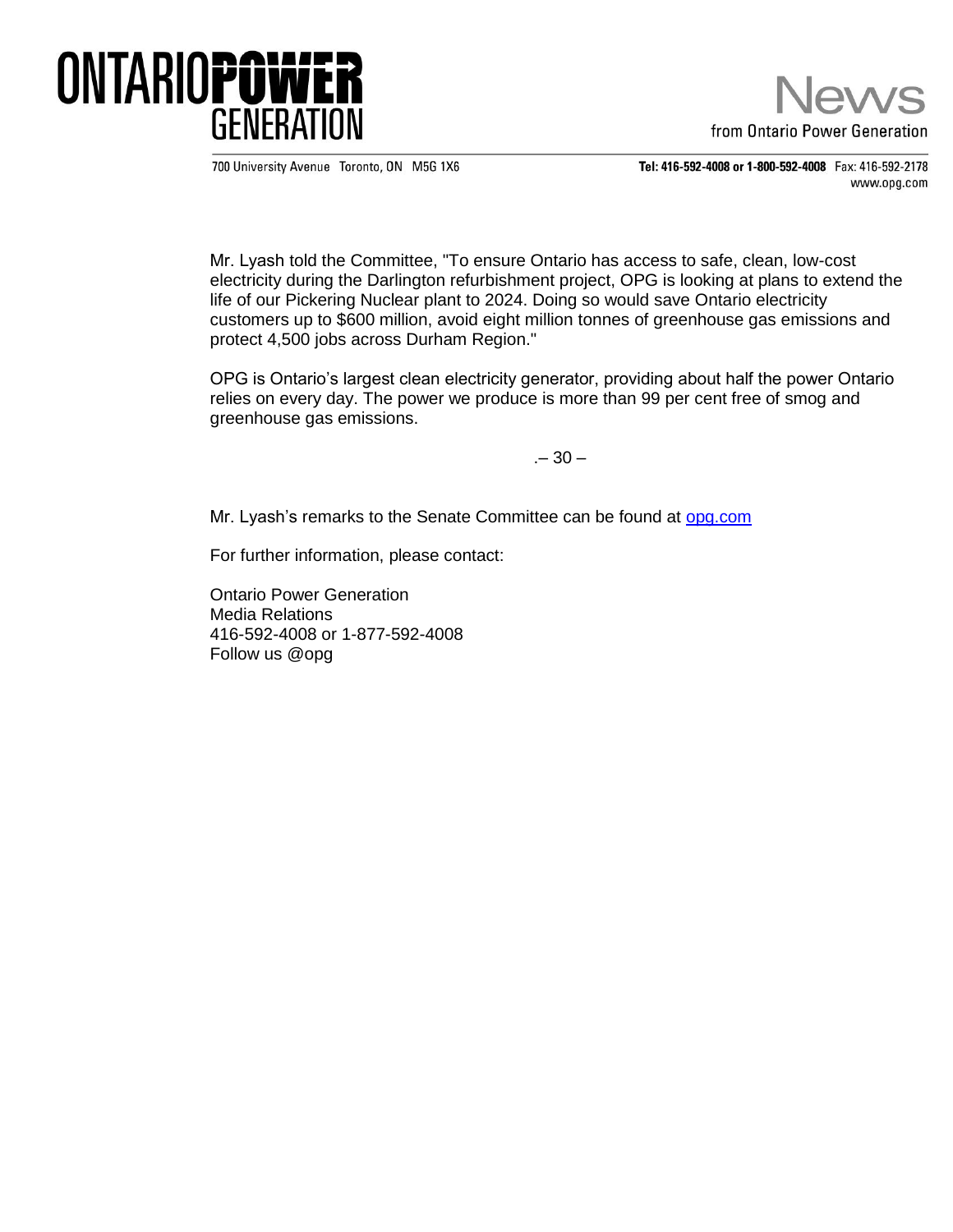Mr. Lyash told the Committee, "To ensure Ontario has access to safe, clean, low-cost electricity during the Darlington refurbishment project, OPG is looking at plans to extend the life of our Pickering Nuclear plant to 2024. Doing so would save Ontario electricity customers up to $600 million, avoid eight million tonnes of greenhouse gas emissions and protect 4,500 jobs across Durham Region."

OPG is Ontario's largest clean electricity generator, providing about half the power Ontario relies on every day. The power we produce is more than 99 per cent free of smog and greenhouse gas emissions.

.– 30 –

Mr. Lyash's remarks to the Senate Committee can be found at [opg.com](opg.com)

For further information, please contact:

Ontario Power Generation
Media Relations
416-592-4008 or 1-877-592-4008
Follow us @opg